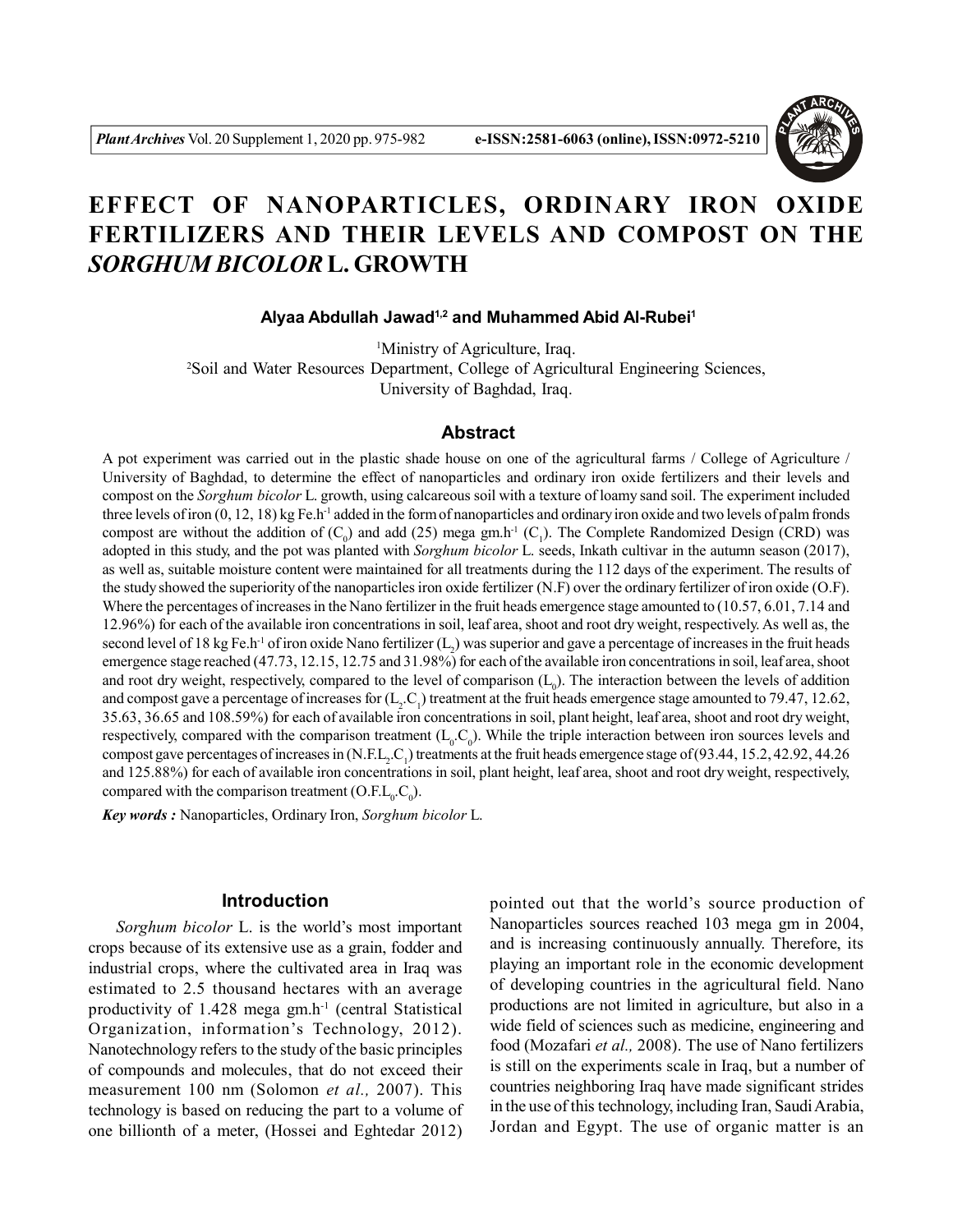# EFFECT OF NANOPARTICLES, ORDINARY IRON OXIDE FERTILIZERS AND THEIR LEVELS AND COMPOST ON THE *SORGHUM BICOLOR* L. GROWTH

**Alyaa Abdullah Jawad[1,2] and Muhammed Abid Al-Rubei[1]**

[1]Ministry of Agriculture, Iraq.
[2]Soil and Water Resources Department, College of Agricultural Engineering Sciences, University of Baghdad, Iraq.

## Abstract

A pot experiment was carried out in the plastic shade house on one of the agricultural farms / College of Agriculture / University of Baghdad, to determine the effect of nanoparticles and ordinary iron oxide fertilizers and their levels and compost on the *Sorghum bicolor* L. growth, using calcareous soil with a texture of loamy sand soil. The experiment included three levels of iron (0, 12, 18) kg Fe.h$^{-1}$ added in the form of nanoparticles and ordinary iron oxide and two levels of palm fronds compost are without the addition of ($C_0$) and add (25) mega gm.h$^{-1}$ ($C_1$). The Complete Randomized Design (CRD) was adopted in this study, and the pot was planted with *Sorghum bicolor* L. seeds, Inkath cultivar in the autumn season (2017), as well as, suitable moisture content were maintained for all treatments during the 112 days of the experiment. The results of the study showed the superiority of the nanoparticles iron oxide fertilizer (N.F) over the ordinary fertilizer of iron oxide (O.F). Where the percentages of increases in the Nano fertilizer in the fruit heads emergence stage amounted to (10.57, 6.01, 7.14 and 12.96%) for each of the available iron concentrations in soil, leaf area, shoot and root dry weight, respectively. As well as, the second level of 18 kg Fe.h$^{-1}$ of iron oxide Nano fertilizer ($L_2$) was superior and gave a percentage of increases in the fruit heads emergence stage reached (47.73, 12.15, 12.75 and 31.98%) for each of the available iron concentrations in soil, leaf area, shoot and root dry weight, respectively, compared to the level of comparison ($L_0$). The interaction between the levels of addition and compost gave a percentage of increases for ($L_2$.$C_1$) treatment at the fruit heads emergence stage amounted to 79.47, 12.62, 35.63, 36.65 and 108.59%) for each of available iron concentrations in soil, plant height, leaf area, shoot and root dry weight, respectively, compared with the comparison treatment ($L_0$.$C_0$). While the triple interaction between iron sources levels and compost gave percentages of increases in (N.F.$L_2$.$C_1$) treatments at the fruit heads emergence stage of (93.44, 15.2, 42.92, 44.26 and 125.88%) for each of available iron concentrations in soil, plant height, leaf area, shoot and root dry weight, respectively, compared with the comparison treatment (O.F.$L_0$.$C_0$).

***Key words :*** Nanoparticles, Ordinary Iron, *Sorghum bicolor* L.

## Introduction

*Sorghum bicolor* L. is the world's most important crops because of its extensive use as a grain, fodder and industrial crops, where the cultivated area in Iraq was estimated to 2.5 thousand hectares with an average productivity of 1.428 mega gm.h$^{-1}$ (central Statistical Organization, information's Technology, 2012). Nanotechnology refers to the study of the basic principles of compounds and molecules, that do not exceed their measurement 100 nm (Solomon *et al.,* 2007). This technology is based on reducing the part to a volume of one billionth of a meter, (Hossei and Eghtedar 2012) pointed out that the world's source production of Nanoparticles sources reached 103 mega gm in 2004, and is increasing continuously annually. Therefore, its playing an important role in the economic development of developing countries in the agricultural field. Nano productions are not limited in agriculture, but also in a wide field of sciences such as medicine, engineering and food (Mozafari *et al.,* 2008). The use of Nano fertilizers is still on the experiments scale in Iraq, but a number of countries neighboring Iraq have made significant strides in the use of this technology, including Iran, Saudi Arabia, Jordan and Egypt. The use of organic matter is an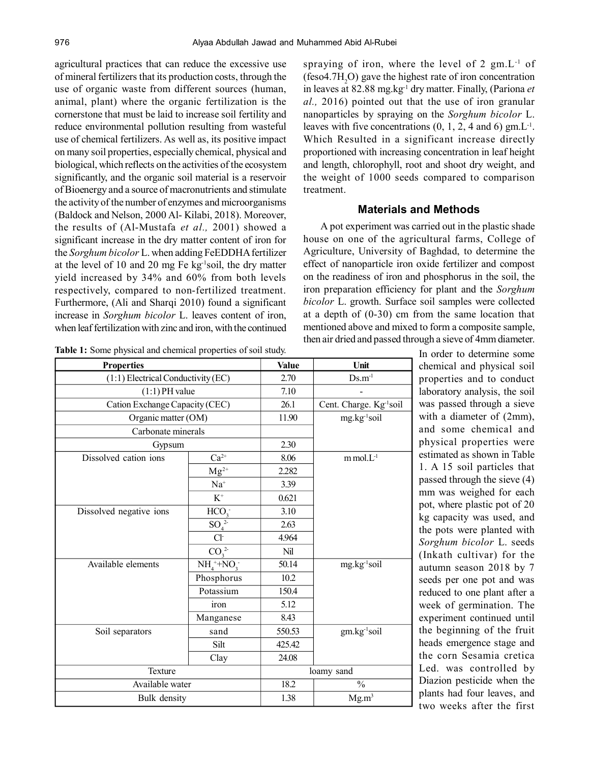agricultural practices that can reduce the excessive use of mineral fertilizers that its production costs, through the use of organic waste from different sources (human, animal, plant) where the organic fertilization is the cornerstone that must be laid to increase soil fertility and reduce environmental pollution resulting from wasteful use of chemical fertilizers. As well as, its positive impact on many soil properties, especially chemical, physical and biological, which reflects on the activities of the ecosystem significantly, and the organic soil material is a reservoir of Bioenergy and a source of macronutrients and stimulate the activity of the number of enzymes and microorganisms (Baldock and Nelson, 2000 Al- Kilabi, 2018). Moreover, the results of (Al-Mustafa *et al.,* 2001) showed a significant increase in the dry matter content of iron for the *Sorghum bicolor* L. when adding FeEDDHA fertilizer at the level of 10 and 20 mg Fe $kg^{-1}$soil, the dry matter yield increased by 34% and 60% from both levels respectively, compared to non-fertilized treatment. Furthermore, (Ali and Sharqi 2010) found a significant increase in *Sorghum bicolor* L. leaves content of iron, when leaf fertilization with zinc and iron, with the continued spraying of iron, where the level of 2 $gm.L^{-1}$ of (feso4.7$H_2$O) gave the highest rate of iron concentration in leaves at 82.88 $mg.kg^{-1}$ dry matter. Finally, (Pariona *et al.,* 2016) pointed out that the use of iron granular nanoparticles by spraying on the *Sorghum bicolor* L. leaves with five concentrations (0, 1, 2, 4 and 6) $gm.L^{-1}$. Which Resulted in a significant increase directly proportioned with increasing concentration in leaf height and length, chlorophyll, root and shoot dry weight, and the weight of 1000 seeds compared to comparison treatment.

## Materials and Methods

A pot experiment was carried out in the plastic shade house on one of the agricultural farms, College of Agriculture, University of Baghdad, to determine the effect of nanoparticle iron oxide fertilizer and compost on the readiness of iron and phosphorus in the soil, the iron preparation efficiency for plant and the *Sorghum bicolor* L. growth. Surface soil samples were collected at a depth of (0-30) cm from the same location that mentioned above and mixed to form a composite sample, then air dried and passed through a sieve of 4mm diameter. In order to determine some chemical and physical soil properties and to conduct laboratory analysis, the soil was passed through a sieve with a diameter of (2mm), and some chemical and physical properties were estimated as shown in Table 1. A 15 soil particles that passed through the sieve (4) mm was weighed for each pot, where plastic pot of 20 kg capacity was used, and the pots were planted with *Sorghum bicolor* L. seeds (Inkath cultivar) for the autumn season 2018 by 7 seeds per one pot and was reduced to one plant after a week of germination. The experiment continued until the beginning of the fruit heads emergence stage and the corn Sesamia cretica Led. was controlled by Diazion pesticide when the plants had four leaves, and two weeks after the first

**Table 1:** Some physical and chemical properties of soil study.

| Properties | | Value | Unit |
|---|---|---|---|
| (1:1) Electrical Conductivity (EC) | | 2.70 | $Ds.m^{-1}$ |
| (1:1) PH value | | 7.10 | - |
| Cation Exchange Capacity (CEC) | | 26.1 | Cent. Charge. $Kg^{-1}$soil |
| Organic matter (OM) | | 11.90 | $mg.kg^{-1}$soil |
| Carbonate minerals | | | |
| Gypsum | | 2.30 | |
| Dissolved cation ions | $Ca^{2+}$ | 8.06 | m $mol.L^{-1}$ |
| | $Mg^{2+}$ | 2.282 | |
| | $Na^{+}$ | 3.39 | |
| | $K^{+}$ | 0.621 | |
| Dissolved negative ions | $HCO_3^-$ | 3.10 | |
| | $SO_4^{2-}$ | 2.63 | |
| | $Cl^-$ | 4.964 | |
| | $CO_3^{2-}$ | Nil | |
| Available elements | $NH_4^+$+$NO_3^-$ | 50.14 | $mg.kg^{-1}$soil |
| | Phosphorus | 10.2 | |
| | Potassium | 150.4 | |
| | iron | 5.12 | |
| | Manganese | 8.43 | |
| Soil separators | sand | 550.53 | $gm.kg^{-1}$soil |
| | Silt | 425.42 | |
| | Clay | 24.08 | |
| Texture | | loamy sand | |
| Available water | | 18.2 | % |
| Bulk density | | 1.38 | $Mg.m^3$ |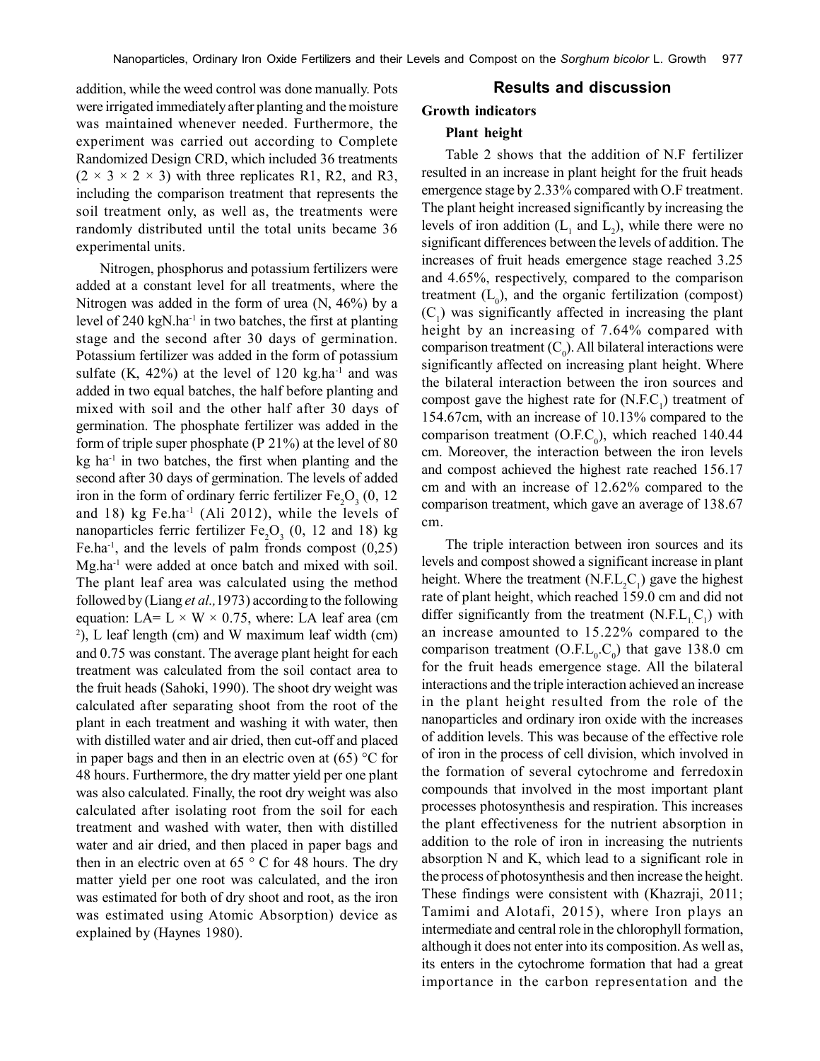addition, while the weed control was done manually. Pots were irrigated immediately after planting and the moisture was maintained whenever needed. Furthermore, the experiment was carried out according to Complete Randomized Design CRD, which included 36 treatments ($2 \times 3 \times 2 \times 3$) with three replicates R1, R2, and R3, including the comparison treatment that represents the soil treatment only, as well as, the treatments were randomly distributed until the total units became 36 experimental units.

Nitrogen, phosphorus and potassium fertilizers were added at a constant level for all treatments, where the Nitrogen was added in the form of urea (N, 46%) by a level of 240 kgN.ha$^{-1}$ in two batches, the first at planting stage and the second after 30 days of germination. Potassium fertilizer was added in the form of potassium sulfate (K, 42%) at the level of 120 kg.ha$^{-1}$ and was added in two equal batches, the half before planting and mixed with soil and the other half after 30 days of germination. The phosphate fertilizer was added in the form of triple super phosphate (P 21%) at the level of 80 kg ha$^{-1}$ in two batches, the first when planting and the second after 30 days of germination. The levels of added iron in the form of ordinary ferric fertilizer $Fe_2O_3$ (0, 12 and 18) kg Fe.ha$^{-1}$ (Ali 2012), while the levels of nanoparticles ferric fertilizer $Fe_2O_3$ (0, 12 and 18) kg Fe.ha$^{-1}$, and the levels of palm fronds compost (0,25) Mg.ha$^{-1}$ were added at once batch and mixed with soil. The plant leaf area was calculated using the method followed by (Liang *et al.,*1973) according to the following equation: $LA = L \times W \times 0.75$, where: LA leaf area (cm$^2$), L leaf length (cm) and W maximum leaf width (cm) and 0.75 was constant. The average plant height for each treatment was calculated from the soil contact area to the fruit heads (Sahoki, 1990). The shoot dry weight was calculated after separating shoot from the root of the plant in each treatment and washing it with water, then with distilled water and air dried, then cut-off and placed in paper bags and then in an electric oven at (65) °C for 48 hours. Furthermore, the dry matter yield per one plant was also calculated. Finally, the root dry weight was also calculated after isolating root from the soil for each treatment and washed with water, then with distilled water and air dried, and then placed in paper bags and then in an electric oven at 65 ° C for 48 hours. The dry matter yield per one root was calculated, and the iron was estimated for both of dry shoot and root, as the iron was estimated using Atomic Absorption) device as explained by (Haynes 1980).

## Results and discussion

### Growth indicators

#### Plant height

Table 2 shows that the addition of N.F fertilizer resulted in an increase in plant height for the fruit heads emergence stage by 2.33% compared with O.F treatment. The plant height increased significantly by increasing the levels of iron addition ($L_1$ and $L_2$), while there were no significant differences between the levels of addition. The increases of fruit heads emergence stage reached 3.25 and 4.65%, respectively, compared to the comparison treatment ($L_0$), and the organic fertilization (compost) ($C_1$) was significantly affected in increasing the plant height by an increasing of 7.64% compared with comparison treatment ($C_0$). All bilateral interactions were significantly affected on increasing plant height. Where the bilateral interaction between the iron sources and compost gave the highest rate for ($N.F.C_1$) treatment of 154.67cm, with an increase of 10.13% compared to the comparison treatment ($O.F.C_0$), which reached 140.44 cm. Moreover, the interaction between the iron levels and compost achieved the highest rate reached 156.17 cm and with an increase of 12.62% compared to the comparison treatment, which gave an average of 138.67 cm.

The triple interaction between iron sources and its levels and compost showed a significant increase in plant height. Where the treatment ($N.F.L_2C_1$) gave the highest rate of plant height, which reached 159.0 cm and did not differ significantly from the treatment ($N.F.L_1.C_1$) with an increase amounted to 15.22% compared to the comparison treatment ($O.F.L_0.C_0$) that gave 138.0 cm for the fruit heads emergence stage. All the bilateral interactions and the triple interaction achieved an increase in the plant height resulted from the role of the nanoparticles and ordinary iron oxide with the increases of addition levels. This was because of the effective role of iron in the process of cell division, which involved in the formation of several cytochrome and ferredoxin compounds that involved in the most important plant processes photosynthesis and respiration. This increases the plant effectiveness for the nutrient absorption in addition to the role of iron in increasing the nutrients absorption N and K, which lead to a significant role in the process of photosynthesis and then increase the height. These findings were consistent with (Khazraji, 2011; Tamimi and Alotafi, 2015), where Iron plays an intermediate and central role in the chlorophyll formation, although it does not enter into its composition. As well as, its enters in the cytochrome formation that had a great importance in the carbon representation and the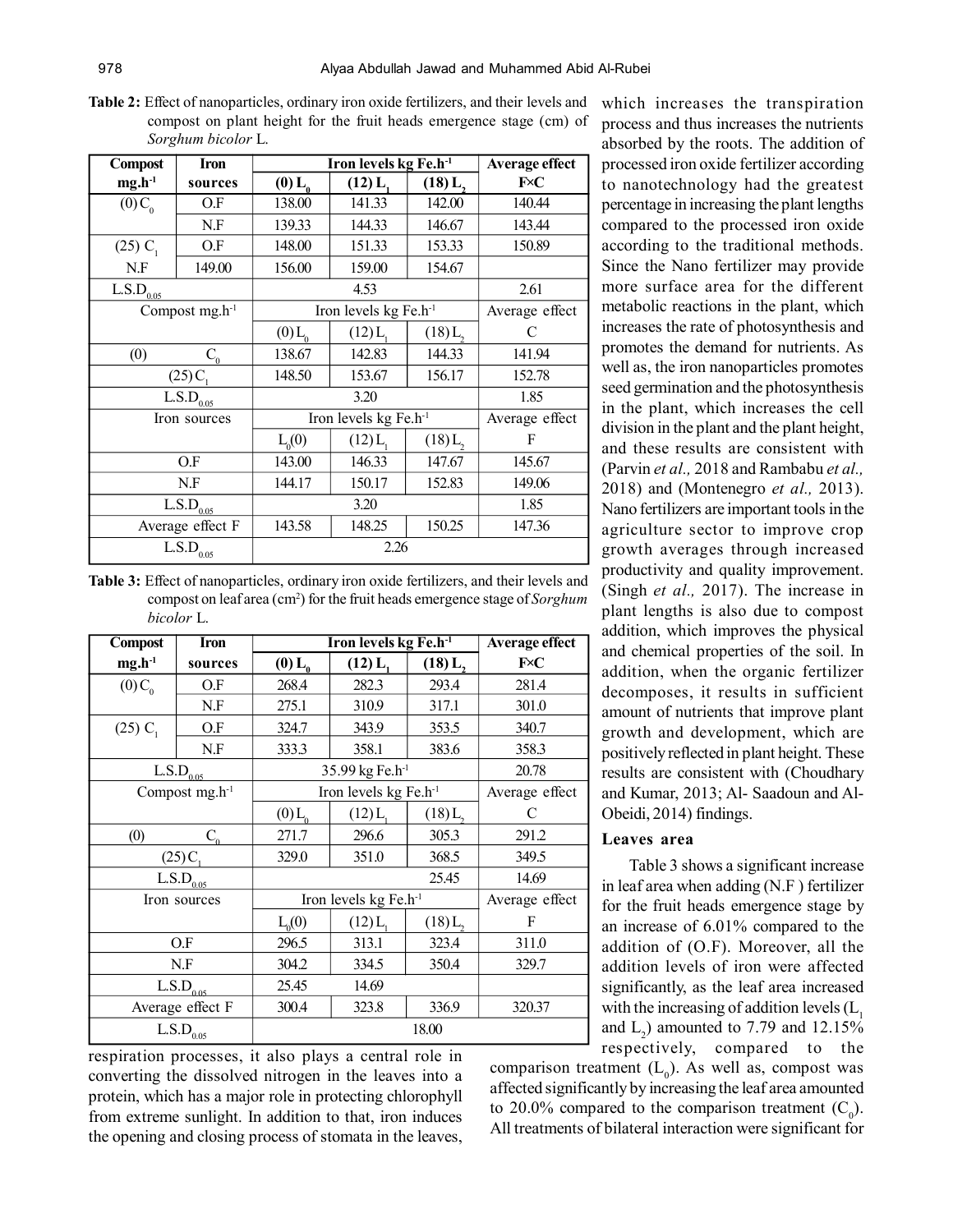**Table 2:** Effect of nanoparticles, ordinary iron oxide fertilizers, and their levels and compost on plant height for the fruit heads emergence stage (cm) of *Sorghum bicolor* L.

| Compost $mg.h^{-1}$ | Iron sources | Iron levels kg $Fe.h^{-1}$ (0) $L_0$ | (12) $L_1$ | (18) $L_2$ | Average effect F×C |
|---|---|---|---|---|---|
| (0) $C_0$ | O.F | 138.00 | 141.33 | 142.00 | 140.44 |
| | N.F | 139.33 | 144.33 | 146.67 | 143.44 |
| (25) $C_1$ | O.F | 148.00 | 151.33 | 153.33 | 150.89 |
| N.F | 149.00 | 156.00 | 159.00 | 154.67 | |
| $L.S.D_{0.05}$ | | 4.53 | | | 2.61 |
| Compost $mg.h^{-1}$ | | Iron levels kg $Fe.h^{-1}$ | | | Average effect |
| | | (0) $L_0$ | (12) $L_1$ | (18) $L_2$ | C |
| (0) $C_0$ | | 138.67 | 142.83 | 144.33 | 141.94 |
| (25) $C_1$ | | 148.50 | 153.67 | 156.17 | 152.78 |
| $L.S.D_{0.05}$ | | 3.20 | | | 1.85 |
| Iron sources | | Iron levels kg $Fe.h^{-1}$ | | | Average effect |
| | | $L_0$(0) | (12) $L_1$ | (18) $L_2$ | F |
| O.F | | 143.00 | 146.33 | 147.67 | 145.67 |
| N.F | | 144.17 | 150.17 | 152.83 | 149.06 |
| $L.S.D_{0.05}$ | | 3.20 | | | 1.85 |
| Average effect F | | 143.58 | 148.25 | 150.25 | 147.36 |
| $L.S.D_{0.05}$ | | 2.26 | | | |

**Table 3:** Effect of nanoparticles, ordinary iron oxide fertilizers, and their levels and compost on leaf area ($cm^2$) for the fruit heads emergence stage of *Sorghum bicolor* L.

| Compost $mg.h^{-1}$ | Iron sources | Iron levels kg $Fe.h^{-1}$ (0) $L_0$ | (12) $L_1$ | (18) $L_2$ | Average effect F×C |
|---|---|---|---|---|---|
| (0) $C_0$ | O.F | 268.4 | 282.3 | 293.4 | 281.4 |
| | N.F | 275.1 | 310.9 | 317.1 | 301.0 |
| (25) $C_1$ | O.F | 324.7 | 343.9 | 353.5 | 340.7 |
| | N.F | 333.3 | 358.1 | 383.6 | 358.3 |
| $L.S.D_{0.05}$ | | 35.99 kg $Fe.h^{-1}$ | | | 20.78 |
| Compost $mg.h^{-1}$ | | Iron levels kg $Fe.h^{-1}$ | | | Average effect |
| | | (0) $L_0$ | (12) $L_1$ | (18) $L_2$ | C |
| (0) $C_0$ | | 271.7 | 296.6 | 305.3 | 291.2 |
| (25) $C_1$ | | 329.0 | 351.0 | 368.5 | 349.5 |
| $L.S.D_{0.05}$ | | | | 25.45 | 14.69 |
| Iron sources | | Iron levels kg $Fe.h^{-1}$ | | | Average effect |
| | | $L_0$(0) | (12) $L_1$ | (18) $L_2$ | F |
| O.F | | 296.5 | 313.1 | 323.4 | 311.0 |
| N.F | | 304.2 | 334.5 | 350.4 | 329.7 |
| $L.S.D_{0.05}$ | | 25.45 | 14.69 | | |
| Average effect F | | 300.4 | 323.8 | 336.9 | 320.37 |
| $L.S.D_{0.05}$ | | 18.00 | | | |

respiration processes, it also plays a central role in converting the dissolved nitrogen in the leaves into a protein, which has a major role in protecting chlorophyll from extreme sunlight. In addition to that, iron induces the opening and closing process of stomata in the leaves, which increases the transpiration process and thus increases the nutrients absorbed by the roots. The addition of processed iron oxide fertilizer according to nanotechnology had the greatest percentage in increasing the plant lengths compared to the processed iron oxide according to the traditional methods. Since the Nano fertilizer may provide more surface area for the different metabolic reactions in the plant, which increases the rate of photosynthesis and promotes the demand for nutrients. As well as, the iron nanoparticles promotes seed germination and the photosynthesis in the plant, which increases the cell division in the plant and the plant height, and these results are consistent with (Parvin *et al.,* 2018 and Rambabu *et al.,* 2018) and (Montenegro *et al.,* 2013). Nano fertilizers are important tools in the agriculture sector to improve crop growth averages through increased productivity and quality improvement. (Singh *et al.,* 2017). The increase in plant lengths is also due to compost addition, which improves the physical and chemical properties of the soil. In addition, when the organic fertilizer decomposes, it results in sufficient amount of nutrients that improve plant growth and development, which are positively reflected in plant height. These results are consistent with (Choudhary and Kumar, 2013; Al- Saadoun and Al-Obeidi, 2014) findings.

### Leaves area

Table 3 shows a significant increase in leaf area when adding (N.F ) fertilizer for the fruit heads emergence stage by an increase of 6.01% compared to the addition of (O.F). Moreover, all the addition levels of iron were affected significantly, as the leaf area increased with the increasing of addition levels ($L_1$ and $L_2$) amounted to 7.79 and 12.15% respectively, compared to the comparison treatment ($L_0$). As well as, compost was affected significantly by increasing the leaf area amounted to 20.0% compared to the comparison treatment ($C_0$). All treatments of bilateral interaction were significant for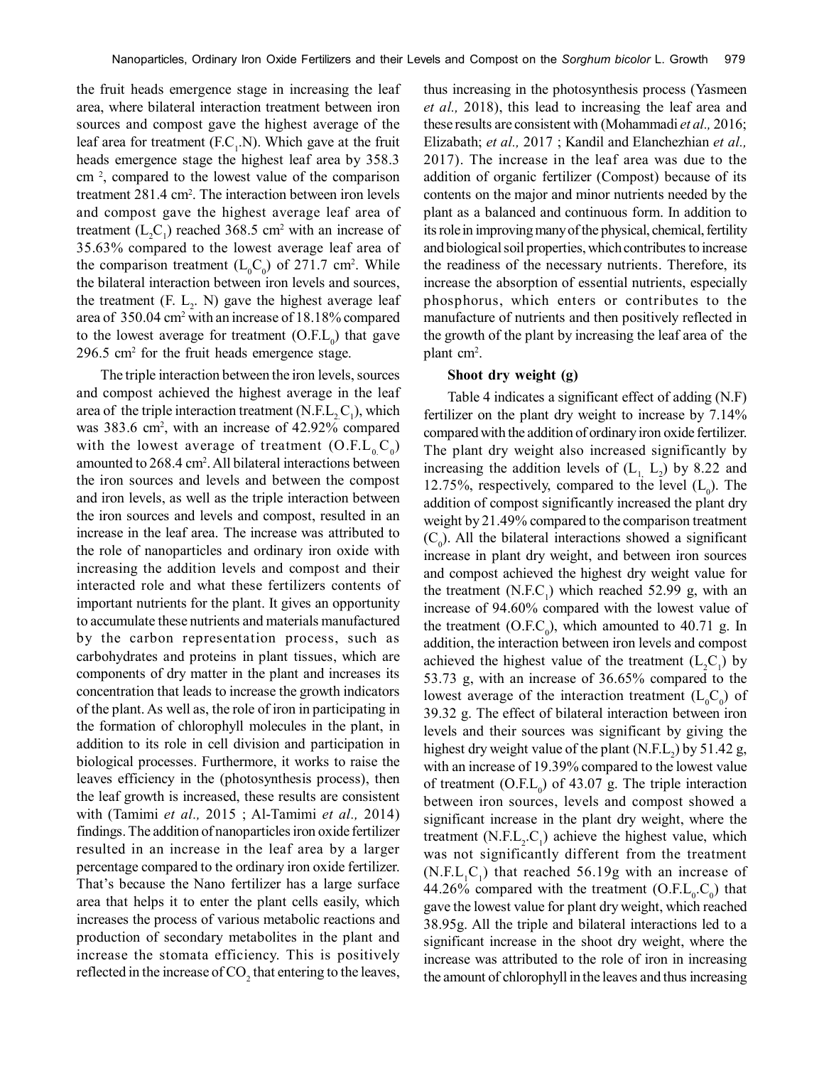the fruit heads emergence stage in increasing the leaf area, where bilateral interaction treatment between iron sources and compost gave the highest average of the leaf area for treatment (F.$C_1$.N). Which gave at the fruit heads emergence stage the highest leaf area by 358.3 cm $^2$, compared to the lowest value of the comparison treatment 281.4 $cm^2$. The interaction between iron levels and compost gave the highest average leaf area of treatment ($L_2C_1$) reached 368.5 $cm^2$ with an increase of 35.63% compared to the lowest average leaf area of the comparison treatment ($L_0C_0$) of 271.7 $cm^2$. While the bilateral interaction between iron levels and sources, the treatment (F. $L_2$. N) gave the highest average leaf area of 350.04 $cm^2$ with an increase of 18.18% compared to the lowest average for treatment (O.F.$L_0$) that gave 296.5 $cm^2$ for the fruit heads emergence stage.

The triple interaction between the iron levels, sources and compost achieved the highest average in the leaf area of the triple interaction treatment (N.F.$L_2$.$C_1$), which was 383.6 $cm^2$, with an increase of 42.92% compared with the lowest average of treatment (O.F.$L_0$.$C_0$) amounted to 268.4 $cm^2$. All bilateral interactions between the iron sources and levels and between the compost and iron levels, as well as the triple interaction between the iron sources and levels and compost, resulted in an increase in the leaf area. The increase was attributed to the role of nanoparticles and ordinary iron oxide with increasing the addition levels and compost and their interacted role and what these fertilizers contents of important nutrients for the plant. It gives an opportunity to accumulate these nutrients and materials manufactured by the carbon representation process, such as carbohydrates and proteins in plant tissues, which are components of dry matter in the plant and increases its concentration that leads to increase the growth indicators of the plant. As well as, the role of iron in participating in the formation of chlorophyll molecules in the plant, in addition to its role in cell division and participation in biological processes. Furthermore, it works to raise the leaves efficiency in the (photosynthesis process), then the leaf growth is increased, these results are consistent with (Tamimi *et al.,* 2015 ; Al-Tamimi *et al.,* 2014) findings. The addition of nanoparticles iron oxide fertilizer resulted in an increase in the leaf area by a larger percentage compared to the ordinary iron oxide fertilizer. That's because the Nano fertilizer has a large surface area that helps it to enter the plant cells easily, which increases the process of various metabolic reactions and production of secondary metabolites in the plant and increase the stomata efficiency. This is positively reflected in the increase of $CO_2$ that entering to the leaves, thus increasing in the photosynthesis process (Yasmeen *et al.,* 2018), this lead to increasing the leaf area and these results are consistent with (Mohammadi *et al.,* 2016; Elizabath; *et al.,* 2017 ; Kandil and Elanchezhian *et al.,* 2017). The increase in the leaf area was due to the addition of organic fertilizer (Compost) because of its contents on the major and minor nutrients needed by the plant as a balanced and continuous form. In addition to its role in improving many of the physical, chemical, fertility and biological soil properties, which contributes to increase the readiness of the necessary nutrients. Therefore, its increase the absorption of essential nutrients, especially phosphorus, which enters or contributes to the manufacture of nutrients and then positively reflected in the growth of the plant by increasing the leaf area of the plant $cm^2$.

### Shoot dry weight (g)

Table 4 indicates a significant effect of adding (N.F) fertilizer on the plant dry weight to increase by 7.14% compared with the addition of ordinary iron oxide fertilizer. The plant dry weight also increased significantly by increasing the addition levels of ($L_1$, $L_2$) by 8.22 and 12.75%, respectively, compared to the level ($L_0$). The addition of compost significantly increased the plant dry weight by 21.49% compared to the comparison treatment ($C_0$). All the bilateral interactions showed a significant increase in plant dry weight, and between iron sources and compost achieved the highest dry weight value for the treatment (N.F.$C_1$) which reached 52.99 g, with an increase of 94.60% compared with the lowest value of the treatment (O.F.$C_0$), which amounted to 40.71 g. In addition, the interaction between iron levels and compost achieved the highest value of the treatment ($L_2C_1$) by 53.73 g, with an increase of 36.65% compared to the lowest average of the interaction treatment ($L_0C_0$) of 39.32 g. The effect of bilateral interaction between iron levels and their sources was significant by giving the highest dry weight value of the plant (N.F.$L_2$) by 51.42 g, with an increase of 19.39% compared to the lowest value of treatment (O.F.$L_0$) of 43.07 g. The triple interaction between iron sources, levels and compost showed a significant increase in the plant dry weight, where the treatment (N.F.$L_2$.$C_1$) achieve the highest value, which was not significantly different from the treatment (N.F.$L_1C_1$) that reached 56.19g with an increase of 44.26% compared with the treatment (O.F.$L_0$.$C_0$) that gave the lowest value for plant dry weight, which reached 38.95g. All the triple and bilateral interactions led to a significant increase in the shoot dry weight, where the increase was attributed to the role of iron in increasing the amount of chlorophyll in the leaves and thus increasing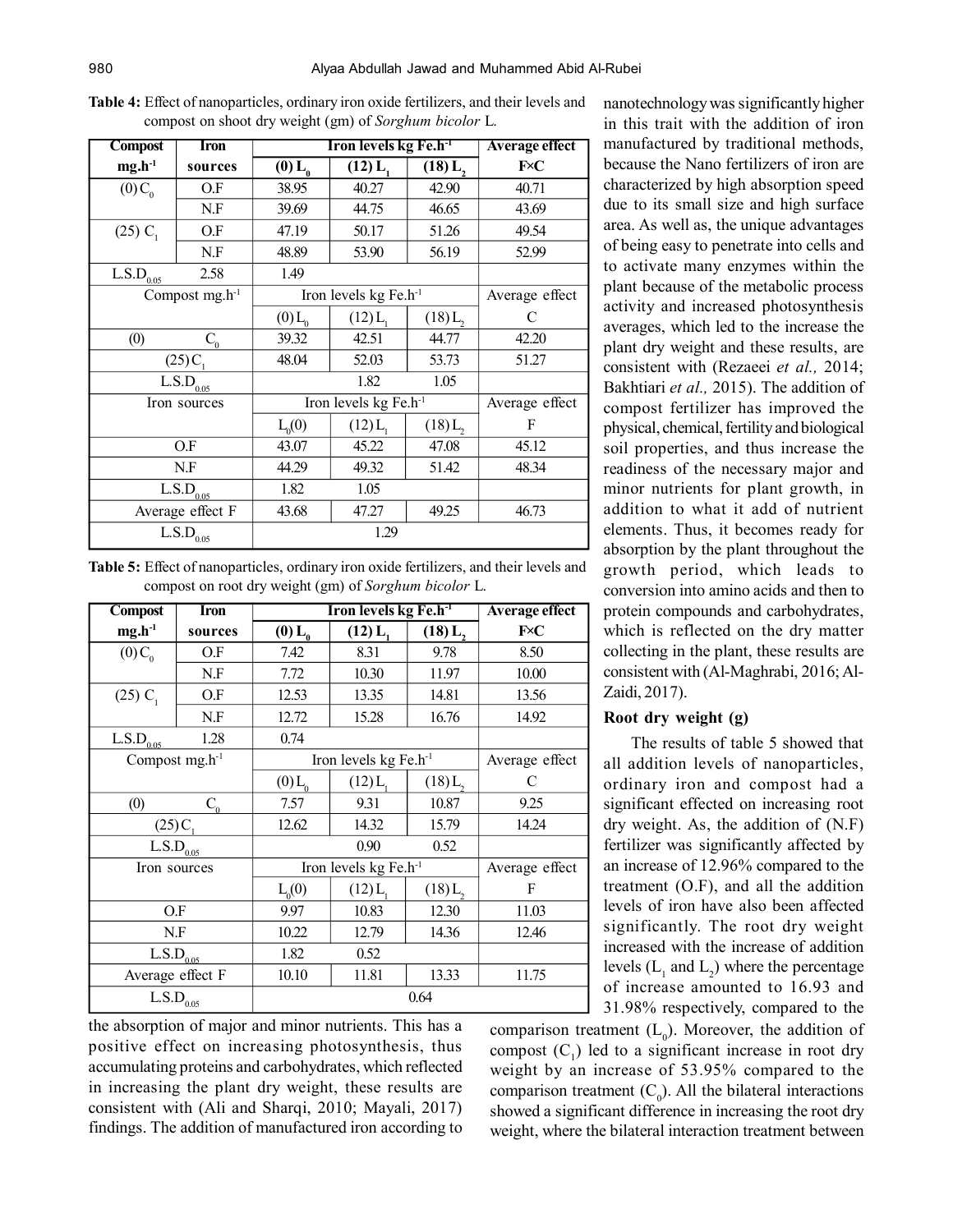**Table 4:** Effect of nanoparticles, ordinary iron oxide fertilizers, and their levels and compost on shoot dry weight (gm) of *Sorghum bicolor* L.

| Compost $mg.h^{-1}$ | Iron sources | Iron levels kg $Fe.h^{-1}$ (0) $L_0$ | (12) $L_1$ | (18) $L_2$ | Average effect F×C |
|---|---|---|---|---|---|
| (0) $C_0$ | O.F | 38.95 | 40.27 | 42.90 | 40.71 |
| | N.F | 39.69 | 44.75 | 46.65 | 43.69 |
| (25) $C_1$ | O.F | 47.19 | 50.17 | 51.26 | 49.54 |
| | N.F | 48.89 | 53.90 | 56.19 | 52.99 |
| $L.S.D_{0.05}$ | 2.58 | 1.49 | | | |
| Compost $mg.h^{-1}$ | | Iron levels kg $Fe.h^{-1}$ | | | Average effect |
| | | (0) $L_0$ | (12) $L_1$ | (18) $L_2$ | C |
| (0) | $C_0$ | 39.32 | 42.51 | 44.77 | 42.20 |
| (25) $C_1$ | | 48.04 | 52.03 | 53.73 | 51.27 |
| $L.S.D_{0.05}$ | | | 1.82 | 1.05 | |
| Iron sources | | Iron levels kg $Fe.h^{-1}$ | | | Average effect |
| | | $L_0$(0) | (12) $L_1$ | (18) $L_2$ | F |
| O.F | | 43.07 | 45.22 | 47.08 | 45.12 |
| N.F | | 44.29 | 49.32 | 51.42 | 48.34 |
| $L.S.D_{0.05}$ | | 1.82 | 1.05 | | |
| Average effect F | | 43.68 | 47.27 | 49.25 | 46.73 |
| $L.S.D_{0.05}$ | | | 1.29 | | |

**Table 5:** Effect of nanoparticles, ordinary iron oxide fertilizers, and their levels and compost on root dry weight (gm) of *Sorghum bicolor* L.

| Compost $mg.h^{-1}$ | Iron sources | Iron levels kg $Fe.h^{-1}$ (0) $L_0$ | (12) $L_1$ | (18) $L_2$ | Average effect F×C |
|---|---|---|---|---|---|
| (0) $C_0$ | O.F | 7.42 | 8.31 | 9.78 | 8.50 |
| | N.F | 7.72 | 10.30 | 11.97 | 10.00 |
| (25) $C_1$ | O.F | 12.53 | 13.35 | 14.81 | 13.56 |
| | N.F | 12.72 | 15.28 | 16.76 | 14.92 |
| $L.S.D_{0.05}$ | 1.28 | 0.74 | | | |
| Compost $mg.h^{-1}$ | | Iron levels kg $Fe.h^{-1}$ | | | Average effect |
| | | (0) $L_0$ | (12) $L_1$ | (18) $L_2$ | C |
| (0) | $C_0$ | 7.57 | 9.31 | 10.87 | 9.25 |
| (25) $C_1$ | | 12.62 | 14.32 | 15.79 | 14.24 |
| $L.S.D_{0.05}$ | | | 0.90 | 0.52 | |
| Iron sources | | Iron levels kg $Fe.h^{-1}$ | | | Average effect |
| | | $L_0$(0) | (12) $L_1$ | (18) $L_2$ | F |
| O.F | | 9.97 | 10.83 | 12.30 | 11.03 |
| N.F | | 10.22 | 12.79 | 14.36 | 12.46 |
| $L.S.D_{0.05}$ | | 1.82 | 0.52 | | |
| Average effect F | | 10.10 | 11.81 | 13.33 | 11.75 |
| $L.S.D_{0.05}$ | | | 0.64 | | |

the absorption of major and minor nutrients. This has a positive effect on increasing photosynthesis, thus accumulating proteins and carbohydrates, which reflected in increasing the plant dry weight, these results are consistent with (Ali and Sharqi, 2010; Mayali, 2017) findings. The addition of manufactured iron according to nanotechnology was significantly higher in this trait with the addition of iron manufactured by traditional methods, because the Nano fertilizers of iron are characterized by high absorption speed due to its small size and high surface area. As well as, the unique advantages of being easy to penetrate into cells and to activate many enzymes within the plant because of the metabolic process activity and increased photosynthesis averages, which led to the increase the plant dry weight and these results, are consistent with (Rezaeei *et al.,* 2014; Bakhtiari *et al.,* 2015). The addition of compost fertilizer has improved the physical, chemical, fertility and biological soil properties, and thus increase the readiness of the necessary major and minor nutrients for plant growth, in addition to what it add of nutrient elements. Thus, it becomes ready for absorption by the plant throughout the growth period, which leads to conversion into amino acids and then to protein compounds and carbohydrates, which is reflected on the dry matter collecting in the plant, these results are consistent with (Al-Maghrabi, 2016; Al-Zaidi, 2017).

### Root dry weight (g)

The results of table 5 showed that all addition levels of nanoparticles, ordinary iron and compost had a significant effected on increasing root dry weight. As, the addition of (N.F) fertilizer was significantly affected by an increase of 12.96% compared to the treatment (O.F), and all the addition levels of iron have also been affected significantly. The root dry weight increased with the increase of addition levels ($L_1$ and $L_2$) where the percentage of increase amounted to 16.93 and 31.98% respectively, compared to the comparison treatment ($L_0$). Moreover, the addition of compost ($C_1$) led to a significant increase in root dry weight by an increase of 53.95% compared to the comparison treatment ($C_0$). All the bilateral interactions showed a significant difference in increasing the root dry weight, where the bilateral interaction treatment between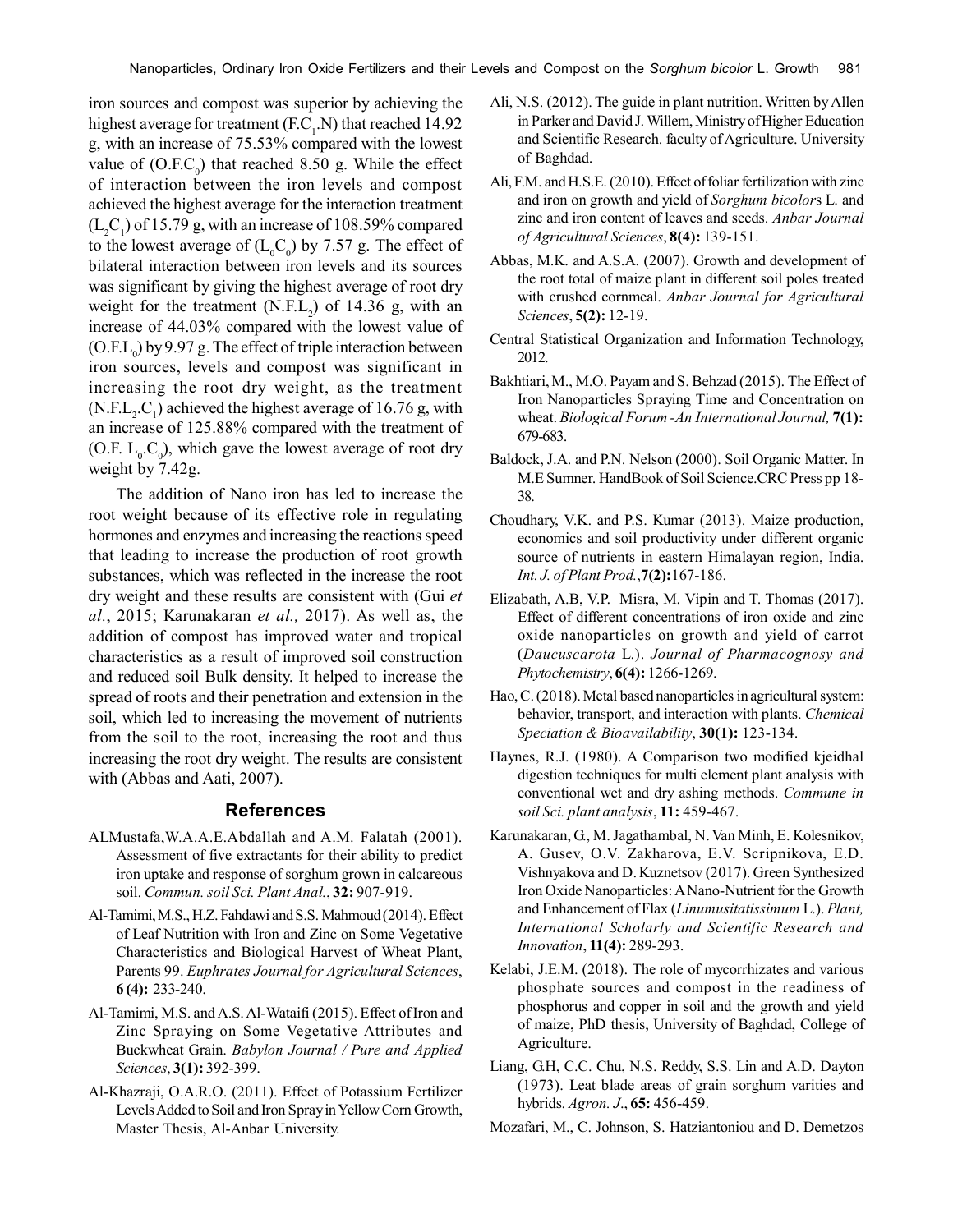iron sources and compost was superior by achieving the highest average for treatment ($F.C_1.N$) that reached 14.92 g, with an increase of 75.53% compared with the lowest value of ($O.F.C_0$) that reached 8.50 g. While the effect of interaction between the iron levels and compost achieved the highest average for the interaction treatment ($L_2C_1$) of 15.79 g, with an increase of 108.59% compared to the lowest average of ($L_0C_0$) by 7.57 g. The effect of bilateral interaction between iron levels and its sources was significant by giving the highest average of root dry weight for the treatment ($N.F.L_2$) of 14.36 g, with an increase of 44.03% compared with the lowest value of ($O.F.L_0$) by 9.97 g. The effect of triple interaction between iron sources, levels and compost was significant in increasing the root dry weight, as the treatment ($N.F.L_2.C_1$) achieved the highest average of 16.76 g, with an increase of 125.88% compared with the treatment of ($O.F.\ L_0.C_0$), which gave the lowest average of root dry weight by 7.42g.

The addition of Nano iron has led to increase the root weight because of its effective role in regulating hormones and enzymes and increasing the reactions speed that leading to increase the production of root growth substances, which was reflected in the increase the root dry weight and these results are consistent with (Gui *et al.*, 2015; Karunakaran *et al.,* 2017). As well as, the addition of compost has improved water and tropical characteristics as a result of improved soil construction and reduced soil Bulk density. It helped to increase the spread of roots and their penetration and extension in the soil, which led to increasing the movement of nutrients from the soil to the root, increasing the root and thus increasing the root dry weight. The results are consistent with (Abbas and Aati, 2007).

## References

ALMustafa,W.A.A.E.Abdallah and A.M. Falatah (2001). Assessment of five extractants for their ability to predict iron uptake and response of sorghum grown in calcareous soil. *Commun. soil Sci. Plant Anal.*, **32:** 907-919.

Al-Tamimi, M.S., H.Z. Fahdawi and S.S. Mahmoud (2014). Effect of Leaf Nutrition with Iron and Zinc on Some Vegetative Characteristics and Biological Harvest of Wheat Plant, Parents 99. *Euphrates Journal for Agricultural Sciences*, **6 (4):** 233-240.

Al-Tamimi, M.S. and A.S. Al-Wataifi (2015). Effect of Iron and Zinc Spraying on Some Vegetative Attributes and Buckwheat Grain. *Babylon Journal / Pure and Applied Sciences*, **3(1):** 392-399.

Al-Khazraji, O.A.R.O. (2011). Effect of Potassium Fertilizer Levels Added to Soil and Iron Spray in Yellow Corn Growth, Master Thesis, Al-Anbar University.

Ali, N.S. (2012). The guide in plant nutrition. Written by Allen in Parker and David J. Willem, Ministry of Higher Education and Scientific Research. faculty of Agriculture. University of Baghdad.

Ali, F.M. and H.S.E. (2010). Effect of foliar fertilization with zinc and iron on growth and yield of *Sorghum bicolor*s L. and zinc and iron content of leaves and seeds. *Anbar Journal of Agricultural Sciences*, **8(4):** 139-151.

Abbas, M.K. and A.S.A. (2007). Growth and development of the root total of maize plant in different soil poles treated with crushed cornmeal. *Anbar Journal for Agricultural Sciences*, **5(2):** 12-19.

Central Statistical Organization and Information Technology, 2012.

Bakhtiari, M., M.O. Payam and S. Behzad (2015). The Effect of Iron Nanoparticles Spraying Time and Concentration on wheat. *Biological Forum -An International Journal,* **7(1):** 679-683.

Baldock, J.A. and P.N. Nelson (2000). Soil Organic Matter. In M.E Sumner. HandBook of Soil Science.CRC Press pp 18-38.

Choudhary, V.K. and P.S. Kumar (2013). Maize production, economics and soil productivity under different organic source of nutrients in eastern Himalayan region, India. *Int. J. of Plant Prod.*,**7(2):**167-186.

Elizabath, A.B, V.P. Misra, M. Vipin and T. Thomas (2017). Effect of different concentrations of iron oxide and zinc oxide nanoparticles on growth and yield of carrot (*Daucuscarota* L.). *Journal of Pharmacognosy and Phytochemistry*, **6(4):** 1266-1269.

Hao, C. (2018). Metal based nanoparticles in agricultural system: behavior, transport, and interaction with plants. *Chemical Speciation & Bioavailability*, **30(1):** 123-134.

Haynes, R.J. (1980). A Comparison two modified kjeidhal digestion techniques for multi element plant analysis with conventional wet and dry ashing methods. *Commune in soil Sci. plant analysis*, **11:** 459-467.

Karunakaran, G., M. Jagathambal, N. Van Minh, E. Kolesnikov, A. Gusev, O.V. Zakharova, E.V. Scripnikova, E.D. Vishnyakova and D. Kuznetsov (2017). Green Synthesized Iron Oxide Nanoparticles: A Nano-Nutrient for the Growth and Enhancement of Flax (*Linumusitatissimum* L.). *Plant, International Scholarly and Scientific Research and Innovation*, **11(4):** 289-293.

Kelabi, J.E.M. (2018). The role of mycorrhizates and various phosphate sources and compost in the readiness of phosphorus and copper in soil and the growth and yield of maize, PhD thesis, University of Baghdad, College of Agriculture.

Liang, G.H, C.C. Chu, N.S. Reddy, S.S. Lin and A.D. Dayton (1973). Leat blade areas of grain sorghum varities and hybrids. *Agron. J*., **65:** 456-459.

Mozafari, M., C. Johnson, S. Hatziantoniou and D. Demetzos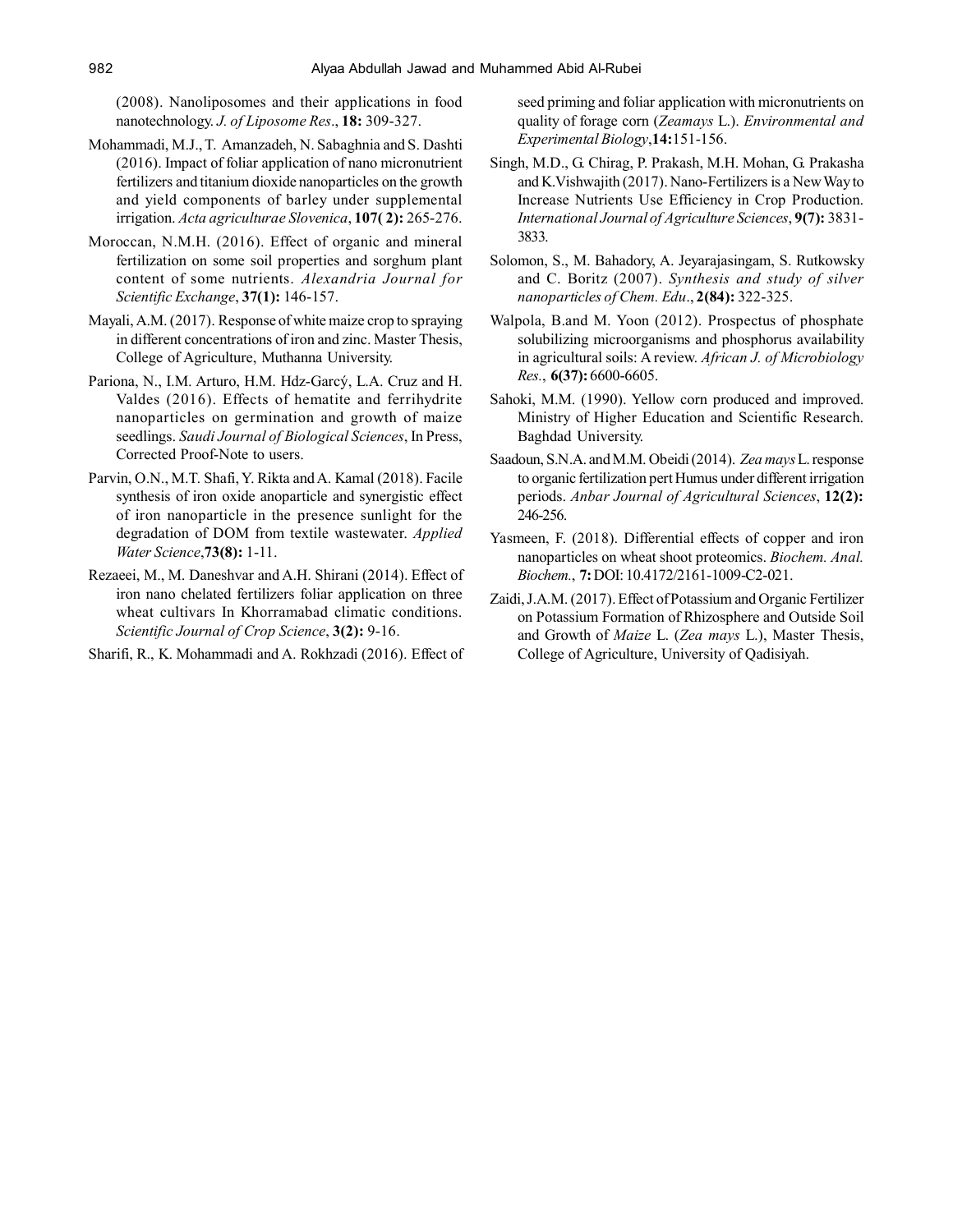(2008). Nanoliposomes and their applications in food nanotechnology. *J. of Liposome Res*., **18:** 309-327.

Mohammadi, M.J., T. Amanzadeh, N. Sabaghnia and S. Dashti (2016). Impact of foliar application of nano micronutrient fertilizers and titanium dioxide nanoparticles on the growth and yield components of barley under supplemental irrigation. *Acta agriculturae Slovenica*, **107( 2):** 265-276.

Moroccan, N.M.H. (2016). Effect of organic and mineral fertilization on some soil properties and sorghum plant content of some nutrients. *Alexandria Journal for Scientific Exchange*, **37(1):** 146-157.

Mayali, A.M. (2017). Response of white maize crop to spraying in different concentrations of iron and zinc. Master Thesis, College of Agriculture, Muthanna University.

Pariona, N., I.M. Arturo, H.M. Hdz-Garcý, L.A. Cruz and H. Valdes (2016). Effects of hematite and ferrihydrite nanoparticles on germination and growth of maize seedlings. *Saudi Journal of Biological Sciences*, In Press, Corrected Proof-Note to users.

Parvin, O.N., M.T. Shafi, Y. Rikta and A. Kamal (2018). Facile synthesis of iron oxide anoparticle and synergistic effect of iron nanoparticle in the presence sunlight for the degradation of DOM from textile wastewater. *Applied Water Science*,**73(8):** 1-11.

Rezaeei, M., M. Daneshvar and A.H. Shirani (2014). Effect of iron nano chelated fertilizers foliar application on three wheat cultivars In Khorramabad climatic conditions. *Scientific Journal of Crop Science*, **3(2):** 9-16.

Sharifi, R., K. Mohammadi and A. Rokhzadi (2016). Effect of seed priming and foliar application with micronutrients on quality of forage corn (*Zeamays* L.). *Environmental and Experimental Biology*,**14:**151-156.

Singh, M.D., G. Chirag, P. Prakash, M.H. Mohan, G. Prakasha and K.Vishwajith (2017). Nano-Fertilizers is a New Way to Increase Nutrients Use Efficiency in Crop Production. *International Journal of Agriculture Sciences*, **9(7):** 3831-3833.

Solomon, S., M. Bahadory, A. Jeyarajasingam, S. Rutkowsky and C. Boritz (2007). *Synthesis and study of silver nanoparticles of Chem. Edu*., **2(84):** 322-325.

Walpola, B.and M. Yoon (2012). Prospectus of phosphate solubilizing microorganisms and phosphorus availability in agricultural soils: A review. *African J. of Microbiology Res.*, **6(37):** 6600-6605.

Sahoki, M.M. (1990). Yellow corn produced and improved. Ministry of Higher Education and Scientific Research. Baghdad University.

Saadoun, S.N.A. and M.M. Obeidi (2014). *Zea mays* L. response to organic fertilization pert Humus under different irrigation periods. *Anbar Journal of Agricultural Sciences*, **12(2):** 246-256.

Yasmeen, F. (2018). Differential effects of copper and iron nanoparticles on wheat shoot proteomics. *Biochem. Anal. Biochem.*, **7:** DOI: 10.4172/2161-1009-C2-021.

Zaidi, J.A.M. (2017). Effect of Potassium and Organic Fertilizer on Potassium Formation of Rhizosphere and Outside Soil and Growth of *Maize* L. (*Zea mays* L.), Master Thesis, College of Agriculture, University of Qadisiyah.